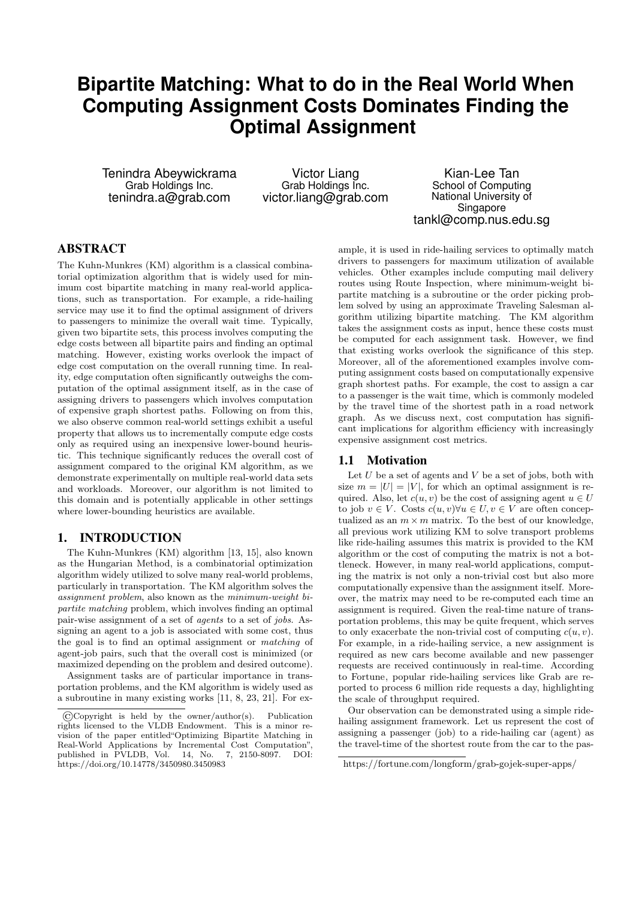# Bipartite Matching: What to do in the Real World When Computing Assignment Costs Dominates Finding the Optimal Assignment

Tenindra Abeywickrama
Grab Holdings Inc.
tenindra.a@grab.com

Victor Liang
Grab Holdings Inc.
victor.liang@grab.com

Kian-Lee Tan
School of Computing
National University of Singapore
tankl@comp.nus.edu.sg

## ABSTRACT

The Kuhn-Munkres (KM) algorithm is a classical combinatorial optimization algorithm that is widely used for minimum cost bipartite matching in many real-world applications, such as transportation. For example, a ride-hailing service may use it to find the optimal assignment of drivers to passengers to minimize the overall wait time. Typically, given two bipartite sets, this process involves computing the edge costs between all bipartite pairs and finding an optimal matching. However, existing works overlook the impact of edge cost computation on the overall running time. In reality, edge computation often significantly outweighs the computation of the optimal assignment itself, as in the case of assigning drivers to passengers which involves computation of expensive graph shortest paths. Following on from this, we also observe common real-world settings exhibit a useful property that allows us to incrementally compute edge costs only as required using an inexpensive lower-bound heuristic. This technique significantly reduces the overall cost of assignment compared to the original KM algorithm, as we demonstrate experimentally on multiple real-world data sets and workloads. Moreover, our algorithm is not limited to this domain and is potentially applicable in other settings where lower-bounding heuristics are available.

## 1. INTRODUCTION

The Kuhn-Munkres (KM) algorithm [13, 15], also known as the Hungarian Method, is a combinatorial optimization algorithm widely utilized to solve many real-world problems, particularly in transportation. The KM algorithm solves the *assignment problem*, also known as the *minimum-weight bipartite matching* problem, which involves finding an optimal pair-wise assignment of a set of *agents* to a set of *jobs*. Assigning an agent to a job is associated with some cost, thus the goal is to find an optimal assignment or *matching* of agent-job pairs, such that the overall cost is minimized (or maximized depending on the problem and desired outcome).

Assignment tasks are of particular importance in transportation problems, and the KM algorithm is widely used as a subroutine in many existing works [11, 8, 23, 21]. For example, it is used in ride-hailing services to optimally match drivers to passengers for maximum utilization of available vehicles. Other examples include computing mail delivery routes using Route Inspection, where minimum-weight bipartite matching is a subroutine or the order picking problem solved by using an approximate Traveling Salesman algorithm utilizing bipartite matching. The KM algorithm takes the assignment costs as input, hence these costs must be computed for each assignment task. However, we find that existing works overlook the significance of this step. Moreover, all of the aforementioned examples involve computing assignment costs based on computationally expensive graph shortest paths. For example, the cost to assign a car to a passenger is the wait time, which is commonly modeled by the travel time of the shortest path in a road network graph. As we discuss next, cost computation has significant implications for algorithm efficiency with increasingly expensive assignment cost metrics.

©Copyright is held by the owner/author(s). Publication rights licensed to the VLDB Endowment. This is a minor revision of the paper entitled "Optimizing Bipartite Matching in Real-World Applications by Incremental Cost Computation", published in PVLDB, Vol. 14, No. 7, 2150-8097. DOI: https://doi.org/10.14778/3450980.3450983

### 1.1 Motivation

Let $U$ be a set of agents and $V$ be a set of jobs, both with size $m = |U| = |V|$, for which an optimal assignment is required. Also, let $c(u, v)$ be the cost of assigning agent $u \in U$ to job $v \in V$. Costs $c(u, v) \forall u \in U, v \in V$ are often conceptualized as an $m \times m$ matrix. To the best of our knowledge, all previous work utilizing KM to solve transport problems like ride-hailing assumes this matrix is provided to the KM algorithm or the cost of computing the matrix is not a bottleneck. However, in many real-world applications, computing the matrix is not only a non-trivial cost but also more computationally expensive than the assignment itself. Moreover, the matrix may need to be re-computed each time an assignment is required. Given the real-time nature of transportation problems, this may be quite frequent, which serves to only exacerbate the non-trivial cost of computing $c(u, v)$. For example, in a ride-hailing service, a new assignment is required as new cars become available and new passenger requests are received continuously in real-time. According to Fortune, popular ride-hailing services like Grab are reported to process 6 million ride requests a day, highlighting the scale of throughput required.

Our observation can be demonstrated using a simple ride-hailing assignment framework. Let us represent the cost of assigning a passenger (job) to a ride-hailing car (agent) as the travel-time of the shortest route from the car to the pas-

https://fortune.com/longform/grab-gojek-super-apps/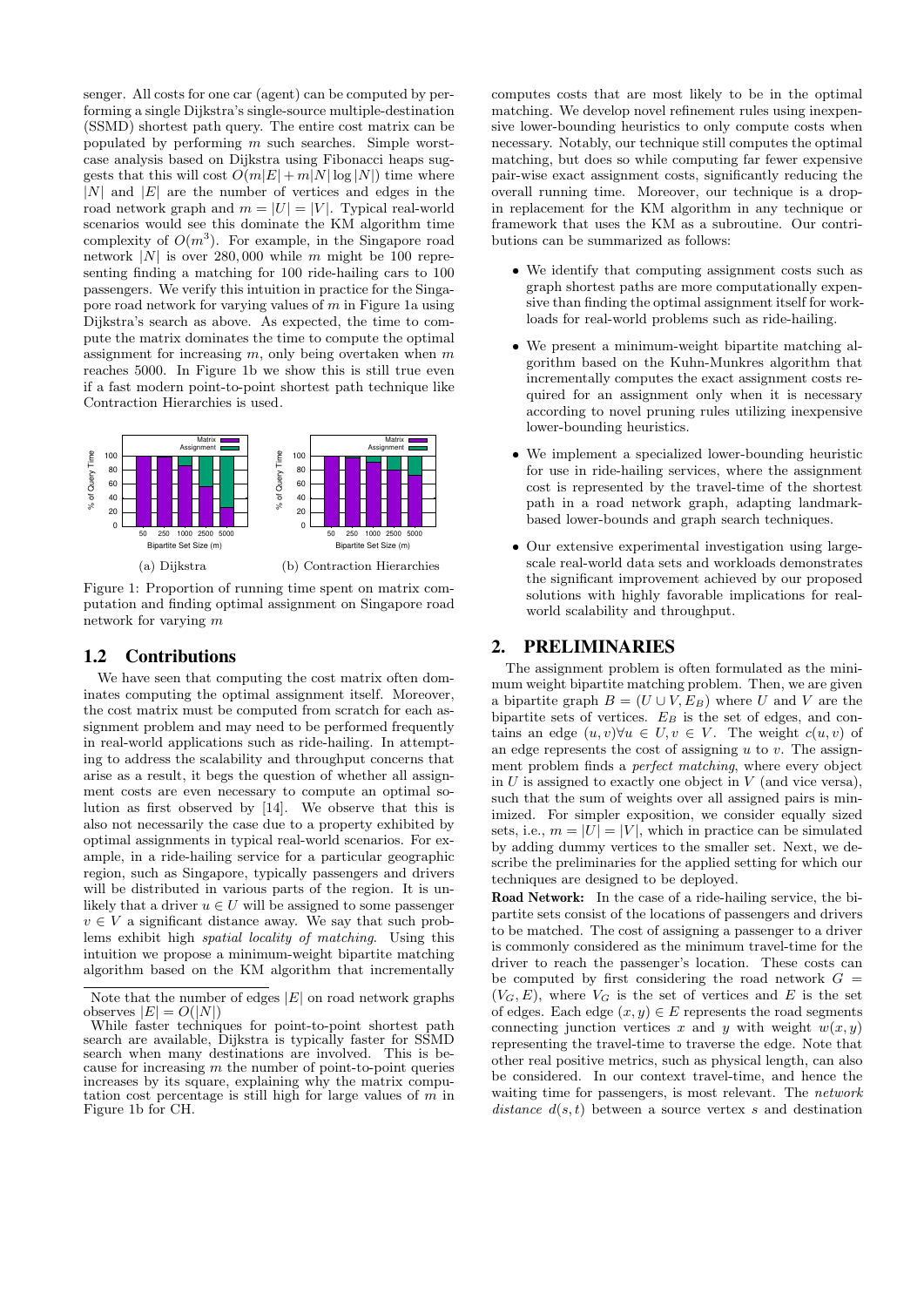senger. All costs for one car (agent) can be computed by performing a single Dijkstra's single-source multiple-destination (SSMD) shortest path query. The entire cost matrix can be populated by performing $m$ such searches. Simple worst-case analysis based on Dijkstra using Fibonacci heaps suggests that this will cost $O(m|E| + m|N|\log|N|)$ time where $|N|$ and $|E|$ are the number of vertices and edges in the road network graph and $m = |U| = |V|$. Typical real-world scenarios would see this dominate the KM algorithm time complexity of $O(m^3)$. For example, in the Singapore road network $|N|$ is over 280,000 while $m$ might be 100 representing finding a matching for 100 ride-hailing cars to 100 passengers. We verify this intuition in practice for the Singapore road network for varying values of $m$ in Figure 1a using Dijkstra's search as above. As expected, the time to compute the matrix dominates the time to compute the optimal assignment for increasing $m$, only being overtaken when $m$ reaches 5000. In Figure 1b we show this is still true even if a fast modern point-to-point shortest path technique like Contraction Hierarchies is used.

(a) Dijkstra (b) Contraction Hierarchies

Figure 1: Proportion of running time spent on matrix computation and finding optimal assignment on Singapore road network for varying $m$

Note that the number of edges $|E|$ on road network graphs observes $|E| = O(|N|)$

While faster techniques for point-to-point shortest path search are available, Dijkstra is typically faster for SSMD search when many destinations are involved. This is because for increasing $m$ the number of point-to-point queries increases by its square, explaining why the matrix computation cost percentage is still high for large values of $m$ in Figure 1b for CH.

## 1.2 Contributions

We have seen that computing the cost matrix often dominates computing the optimal assignment itself. Moreover, the cost matrix must be computed from scratch for each assignment problem and may need to be performed frequently in real-world applications such as ride-hailing. In attempting to address the scalability and throughput concerns that arise as a result, it begs the question of whether all assignment costs are even necessary to compute an optimal solution as first observed by [14]. We observe that this is also not necessarily the case due to a property exhibited by optimal assignments in typical real-world scenarios. For example, in a ride-hailing service for a particular geographic region, such as Singapore, typically passengers and drivers will be distributed in various parts of the region. It is unlikely that a driver $u \in U$ will be assigned to some passenger $v \in V$ a significant distance away. We say that such problems exhibit high *spatial locality of matching*. Using this intuition we propose a minimum-weight bipartite matching algorithm based on the KM algorithm that incrementally computes costs that are most likely to be in the optimal matching. We develop novel refinement rules using inexpensive lower-bounding heuristics to only compute costs when necessary. Notably, our technique still computes the optimal matching, but does so while computing far fewer expensive pair-wise exact assignment costs, significantly reducing the overall running time. Moreover, our technique is a drop-in replacement for the KM algorithm in any technique or framework that uses the KM as a subroutine. Our contributions can be summarized as follows:

- We identify that computing assignment costs such as graph shortest paths are more computationally expensive than finding the optimal assignment itself for workloads for real-world problems such as ride-hailing.
- We present a minimum-weight bipartite matching algorithm based on the Kuhn-Munkres algorithm that incrementally computes the exact assignment costs required for an assignment only when it is necessary according to novel pruning rules utilizing inexpensive lower-bounding heuristics.
- We implement a specialized lower-bounding heuristic for use in ride-hailing services, where the assignment cost is represented by the travel-time of the shortest path in a road network graph, adapting landmark-based lower-bounds and graph search techniques.
- Our extensive experimental investigation using large-scale real-world data sets and workloads demonstrates the significant improvement achieved by our proposed solutions with highly favorable implications for real-world scalability and throughput.

# 2. PRELIMINARIES

The assignment problem is often formulated as the minimum weight bipartite matching problem. Then, we are given a bipartite graph $B = (U \cup V, E_B)$ where $U$ and $V$ are the bipartite sets of vertices. $E_B$ is the set of edges, and contains an edge $(u, v) \forall u \in U, v \in V$. The weight $c(u, v)$ of an edge represents the cost of assigning $u$ to $v$. The assignment problem finds a *perfect matching*, where every object in $U$ is assigned to exactly one object in $V$ (and vice versa), such that the sum of weights over all assigned pairs is minimized. For simpler exposition, we consider equally sized sets, i.e., $m = |U| = |V|$, which in practice can be simulated by adding dummy vertices to the smaller set. Next, we describe the preliminaries for the applied setting for which our techniques are designed to be deployed.

**Road Network:** In the case of a ride-hailing service, the bipartite sets consist of the locations of passengers and drivers to be matched. The cost of assigning a passenger to a driver is commonly considered as the minimum travel-time for the driver to reach the passenger's location. These costs can be computed by first considering the road network $G = (V_G, E)$, where $V_G$ is the set of vertices and $E$ is the set of edges. Each edge $(x, y) \in E$ represents the road segments connecting junction vertices $x$ and $y$ with weight $w(x, y)$ representing the travel-time to traverse the edge. Note that other real positive metrics, such as physical length, can also be considered. In our context travel-time, and hence the waiting time for passengers, is most relevant. The *network distance* $d(s, t)$ between a source vertex $s$ and destination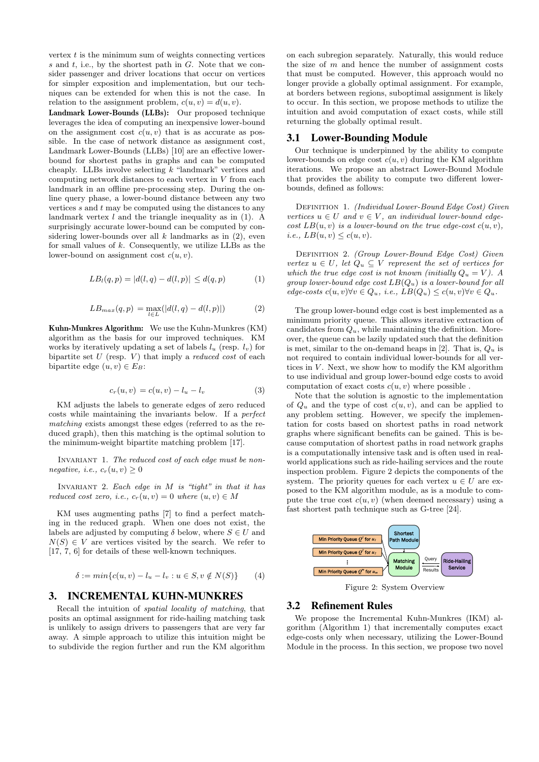vertex $t$ is the minimum sum of weights connecting vertices $s$ and $t$, i.e., by the shortest path in $G$. Note that we consider passenger and driver locations that occur on vertices for simpler exposition and implementation, but our techniques can be extended for when this is not the case. In relation to the assignment problem, $c(u, v) = d(u, v)$.

**Landmark Lower-Bounds (LLBs):** Our proposed technique leverages the idea of computing an inexpensive lower-bound on the assignment cost $c(u, v)$ that is as accurate as possible. In the case of network distance as assignment cost, Landmark Lower-Bounds (LLBs) [10] are an effective lower-bound for shortest paths in graphs and can be computed cheaply. LLBs involve selecting $k$ "landmark" vertices and computing network distances to each vertex in $V$ from each landmark in an offline pre-processing step. During the online query phase, a lower-bound distance between any two vertices $s$ and $t$ may be computed using the distances to any landmark vertex $l$ and the triangle inequality as in (1). A surprisingly accurate lower-bound can be computed by considering lower-bounds over all $k$ landmarks as in (2), even for small values of $k$. Consequently, we utilize LLBs as the lower-bound on assignment cost $c(u, v)$.

$$LB_l(q, p) = |d(l, q) - d(l, p)| \leq d(q, p) \tag{1}$$

$$LB_{max}(q, p) = \max_{l \in L}(|d(l, q) - d(l, p)|) \tag{2}$$

**Kuhn-Munkres Algorithm:** We use the Kuhn-Munkres (KM) algorithm as the basis for our improved techniques. KM works by iteratively updating a set of labels $l_u$ (resp. $l_v$) for bipartite set $U$ (resp. $V$) that imply a *reduced cost* of each bipartite edge $(u, v) \in E_B$:

$$c_r(u, v) = c(u, v) - l_u - l_v \tag{3}$$

KM adjusts the labels to generate edges of zero reduced costs while maintaining the invariants below. If a *perfect matching* exists amongst these edges (referred to as the reduced graph), then this matching is the optimal solution to the minimum-weight bipartite matching problem [17].

INVARIANT 1. *The reduced cost of each edge must be non-negative, i.e., $c_r(u, v) \geq 0$*

INVARIANT 2. *Each edge in $M$ is "tight" in that it has reduced cost zero, i.e., $c_r(u, v) = 0$ where $(u, v) \in M$*

KM uses augmenting paths [7] to find a perfect matching in the reduced graph. When one does not exist, the labels are adjusted by computing $\delta$ below, where $S \in U$ and $N(S) \in V$ are vertices visited by the search. We refer to [17, 7, 6] for details of these well-known techniques.

$$\delta := min\{c(u, v) - l_u - l_v : u \in S, v \notin N(S)\} \tag{4}$$

## 3. INCREMENTAL KUHN-MUNKRES

Recall the intuition of *spatial locality of matching*, that posits an optimal assignment for ride-hailing matching task is unlikely to assign drivers to passengers that are very far away. A simple approach to utilize this intuition might be to subdivide the region further and run the KM algorithm on each subregion separately. Naturally, this would reduce the size of $m$ and hence the number of assignment costs that must be computed. However, this approach would no longer provide a globally optimal assignment. For example, at borders between regions, suboptimal assignment is likely to occur. In this section, we propose methods to utilize the intuition and avoid computation of exact costs, while still returning the globally optimal result.

### 3.1 Lower-Bounding Module

Our technique is underpinned by the ability to compute lower-bounds on edge cost $c(u, v)$ during the KM algorithm iterations. We propose an abstract Lower-Bound Module that provides the ability to compute two different lower-bounds, defined as follows:

DEFINITION 1. *(Individual Lower-Bound Edge Cost) Given vertices $u \in U$ and $v \in V$, an individual lower-bound edge-cost $LB(u, v)$ is a lower-bound on the true edge-cost $c(u, v)$, i.e., $LB(u, v) \leq c(u, v)$.*

DEFINITION 2. *(Group Lower-Bound Edge Cost) Given vertex $u \in U$, let $Q_u \subseteq V$ represent the set of vertices for which the true edge cost is not known (initially $Q_u = V$). A group lower-bound edge cost $LB(Q_u)$ is a lower-bound for all edge-costs $c(u, v) \forall v \in Q_u$, i.e., $LB(Q_u) \leq c(u, v) \forall v \in Q_u$.*

The group lower-bound edge cost is best implemented as a minimum priority queue. This allows iterative extraction of candidates from $Q_u$, while maintaining the definition. Moreover, the queue can be lazily updated such that the definition is met, similar to the on-demand heaps in [2]. That is, $Q_u$ is not required to contain individual lower-bounds for all vertices in $V$. Next, we show how to modify the KM algorithm to use individual and group lower-bound edge costs to avoid computation of exact costs $c(u, v)$ where possible .

Note that the solution is agnostic to the implementation of $Q_u$ and the type of cost $c(u, v)$, and can be applied to any problem setting. However, we specify the implementation for costs based on shortest paths in road network graphs where significant benefits can be gained. This is because computation of shortest paths in road network graphs is a computationally intensive task and is often used in real-world applications such as ride-hailing services and the route inspection problem. Figure 2 depicts the components of the system. The priority queues for each vertex $u \in U$ are exposed to the KM algorithm module, as is a module to compute the true cost $c(u, v)$ (when deemed necessary) using a fast shortest path technique such as G-tree [24].

Figure 2: System Overview

### 3.2 Refinement Rules

We propose the Incremental Kuhn-Munkres (IKM) algorithm (Algorithm 1) that incrementally computes exact edge-costs only when necessary, utilizing the Lower-Bound Module in the process. In this section, we propose two novel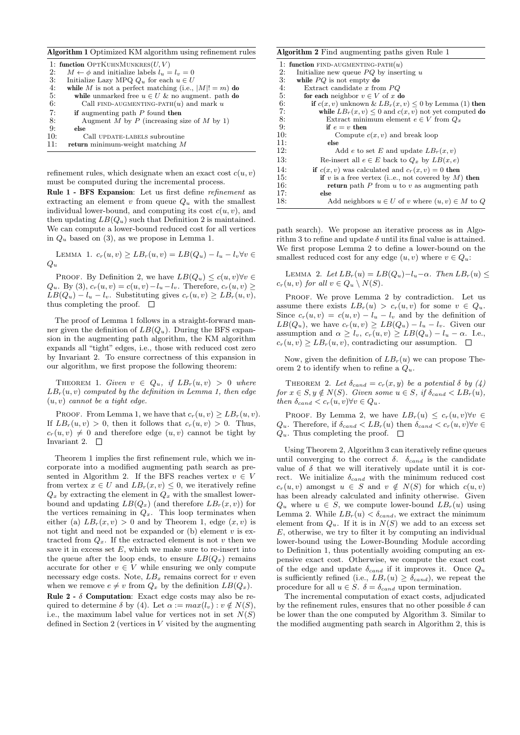**Algorithm 1** Optimized KM algorithm using refinement rules

```
1: function OptKuhnMunkres(U, V)
2:   M ← φ and initialize labels l_u = l_v = 0
3:   Initialize Lazy MPQ Q_u for each u ∈ U
4:   while M is not a perfect matching (i.e., |M|! = m) do
5:     while unmarked free u ∈ U & no augment. path do
6:       Call find-augmenting-path(u) and mark u
7:     if augmenting path P found then
8:       Augment M by P (increasing size of M by 1)
9:     else
10:      Call update-labels subroutine
11:  return minimum-weight matching M
```

refinement rules, which designate when an exact cost $c(u, v)$ must be computed during the incremental process.

**Rule 1 - BFS Expansion**: Let us first define *refinement* as extracting an element $v$ from queue $Q_u$ with the smallest individual lower-bound, and computing its cost $c(u, v)$, and then updating $LB(Q_u)$ such that Definition 2 is maintained. We can compute a lower-bound reduced cost for all vertices in $Q_u$ based on (3), as we propose in Lemma 1.

Lemma 1. *$c_r(u, v) \geq LB_r(u, v) = LB(Q_u) - l_u - l_v \forall v \in Q_u$*

Proof. By Definition 2, we have $LB(Q_u) \leq c(u, v) \forall v \in Q_u$. By (3), $c_r(u, v) = c(u, v) - l_u - l_v$. Therefore, $c_r(u, v) \geq LB(Q_u) - l_u - l_v$. Substituting gives $c_r(u, v) \geq LB_r(u, v)$, thus completing the proof. □

The proof of Lemma 1 follows in a straight-forward manner given the definition of $LB(Q_u)$. During the BFS expansion in the augmenting path algorithm, the KM algorithm expands all "tight" edges, i.e., those with reduced cost zero by Invariant 2. To ensure correctness of this expansion in our algorithm, we first propose the following theorem:

Theorem 1. *Given $v \in Q_u$, if $LB_r(u, v) > 0$ where $LB_r(u, v)$ computed by the definition in Lemma 1, then edge $(u, v)$ cannot be a tight edge.*

Proof. From Lemma 1, we have that $c_r(u, v) \geq LB_r(u, v)$. If $LB_r(u, v) > 0$, then it follows that $c_r(u, v) > 0$. Thus, $c_r(u, v) \neq 0$ and therefore edge $(u, v)$ cannot be tight by Invariant 2. □

Theorem 1 implies the first refinement rule, which we incorporate into a modified augmenting path search as presented in Algorithm 2. If the BFS reaches vertex $v \in V$ from vertex $x \in U$ and $LB_r(x, v) \leq 0$, we iteratively refine $Q_x$ by extracting the element in $Q_x$ with the smallest lower-bound and updating $LB(Q_x)$ (and therefore $LB_r(x, v)$) for the vertices remaining in $Q_x$. This loop terminates when either (a) $LB_r(x, v) > 0$ and by Theorem 1, edge $(x, v)$ is not tight and need not be expanded or (b) element $v$ is extracted from $Q_x$. If the extracted element is not $v$ then we save it in excess set $E$, which we make sure to re-insert into the queue after the loop ends, to ensure $LB(Q_x)$ remains accurate for other $v \in V$ while ensuring we only compute necessary edge costs. Note, $LB_x$ remains correct for $v$ even when we remove $e \neq v$ from $Q_x$ by the definition $LB(Q_x)$.

**Rule 2 - $\delta$ Computation**: Exact edge costs may also be required to determine $\delta$ by (4). Let $\alpha := max(l_v) : v \notin N(S)$, i.e., the maximum label value for vertices not in set $N(S)$ defined in Section 2 (vertices in $V$ visited by the augmenting path search). We propose an iterative process as in Algorithm 3 to refine and update $\delta$ until its final value is attained. We first propose Lemma 2 to define a lower-bound on the smallest reduced cost for any edge $(u, v)$ where $v \in Q_u$:

**Algorithm 2** Find augmenting paths given Rule 1

```
1: function find-augmenting-path(u)
2:   Initialize new queue PQ by inserting u
3:   while PQ is not empty do
4:     Extract candidate x from PQ
5:     for each neighbor v ∈ V of x do
6:       if c(x, v) unknown & LB_r(x, v) ≤ 0 by Lemma (1) then
7:         while LB_r(x, v) ≤ 0 and c(x, v) not yet computed do
8:           Extract minimum element e ∈ V from Q_x
9:           if e = v then
10:            Compute c(x, v) and break loop
11:          else
12:            Add e to set E and update LB_r(x, v)
13:        Re-insert all e ∈ E back to Q_x by LB(x, e)
14:      if c(x, v) was calculated and c_r(x, v) = 0 then
15:        if v is a free vertex (i..e., not covered by M) then
16:          return path P from u to v as augmenting path
17:        else
18:          Add neighbors u ∈ U of v where (u, v) ∈ M to Q
```

Lemma 2. *Let $LB_r(u) = LB(Q_u) - l_u - \alpha$. Then $LB_r(u) \leq c_r(u, v)$ for all $v \in Q_u \setminus N(S)$.*

Proof. We prove Lemma 2 by contradiction. Let us assume there exists $LB_r(u) > c_r(u, v)$ for some $v \in Q_u$. Since $c_r(u, v) = c(u, v) - l_u - l_v$ and by the definition of $LB(Q_u)$, we have $c_r(u, v) \geq LB(Q_u) - l_u - l_v$. Given our assumption and $\alpha \geq l_v$, $c_r(u, v) \geq LB(Q_u) - l_u - \alpha$. I.e., $c_r(u, v) \geq LB_r(u, v)$, contradicting our assumption. □

Now, given the definition of $LB_r(u)$ we can propose Theorem 2 to identify when to refine a $Q_u$.

Theorem 2. *Let $\delta_{cand} = c_r(x, y)$ be a potential $\delta$ by (4) for $x \in S, y \notin N(S)$. Given some $u \in S$, if $\delta_{cand} < LB_r(u)$, then $\delta_{cand} < c_r(u, v) \forall v \in Q_u$.*

Proof. By Lemma 2, we have $LB_r(u) \leq c_r(u, v) \forall v \in Q_u$. Therefore, if $\delta_{cand} < LB_r(u)$ then $\delta_{cand} < c_r(u, v) \forall v \in Q_u$. Thus completing the proof. □

Using Theorem 2, Algorithm 3 can iteratively refine queues until converging to the correct $\delta$. $\delta_{cand}$ is the candidate value of $\delta$ that we will iteratively update until it is correct. We initialize $\delta_{cand}$ with the minimum reduced cost $c_r(u, v)$ amongst $u \in S$ and $v \notin N(S)$ for which $c(u, v)$ has been already calculated and infinity otherwise. Given $Q_u$ where $u \in S$, we compute lower-bound $LB_r(u)$ using Lemma 2. While $LB_r(u) < \delta_{cand}$, we extract the minimum element from $Q_u$. If it is in $N(S)$ we add to an excess set $E$, otherwise, we try to filter it by computing an individual lower-bound using the Lower-Bounding Module according to Definition 1, thus potentially avoiding computing an expensive exact cost. Otherwise, we compute the exact cost of the edge and update $\delta_{cand}$ if it improves it. Once $Q_u$ is sufficiently refined (i.e., $LB_r(u) \geq \delta_{cand}$), we repeat the procedure for all $u \in S$. $\delta = \delta_{cand}$ upon termination.

The incremental computation of exact costs, adjudicated by the refinement rules, ensures that no other possible $\delta$ can be lower than the one computed by Algorithm 3. Similar to the modified augmenting path search in Algorithm 2, this is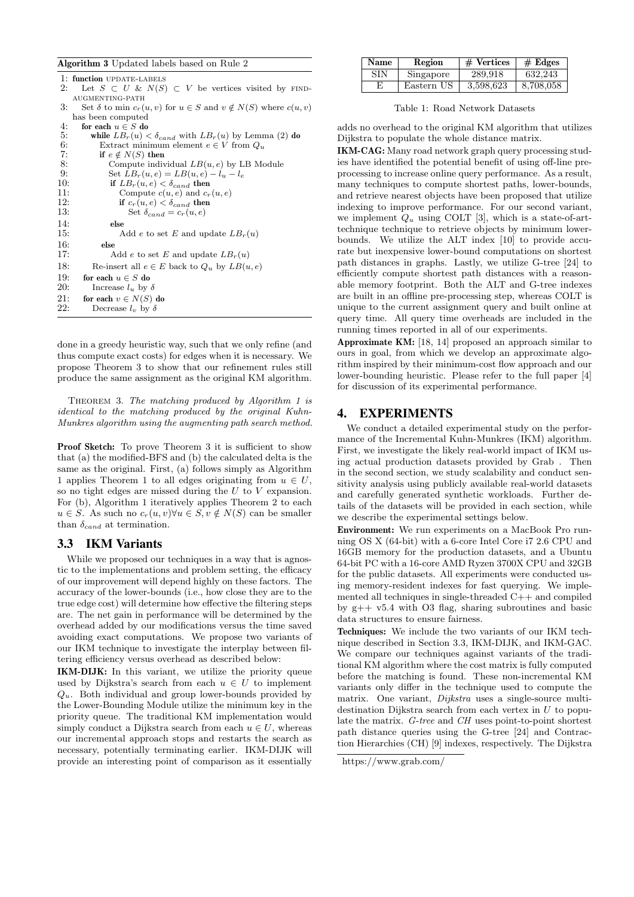**Algorithm 3** Updated labels based on Rule 2

```
1: function UPDATE-LABELS
2:   Let S ⊂ U & N(S) ⊂ V be vertices visited by FIND-AUGMENTING-PATH
3:   Set δ to min c_r(u,v) for u ∈ S and v ∉ N(S) where c(u,v) has been computed
4:   for each u ∈ S do
5:     while LB_r(u) < δ_cand with LB_r(u) by Lemma (2) do
6:       Extract minimum element e ∈ V from Q_u
7:       if e ∉ N(S) then
8:         Compute individual LB(u,e) by LB Module
9:         Set LB_r(u,e) = LB(u,e) − l_u − l_e
10:        if LB_r(u,e) < δ_cand then
11:          Compute c(u,e) and c_r(u,e)
12:          if c_r(u,e) < δ_cand then
13:            Set δ_cand = c_r(u,e)
14:        else
15:          Add e to set E and update LB_r(u)
16:      else
17:        Add e to set E and update LB_r(u)
18:    Re-insert all e ∈ E back to Q_u by LB(u,e)
19:  for each u ∈ S do
20:    Increase l_u by δ
21:  for each v ∈ N(S) do
22:    Decrease l_v by δ
```

done in a greedy heuristic way, such that we only refine (and thus compute exact costs) for edges when it is necessary. We propose Theorem 3 to show that our refinement rules still produce the same assignment as the original KM algorithm.

THEOREM 3. *The matching produced by Algorithm 1 is identical to the matching produced by the original Kuhn-Munkres algorithm using the augmenting path search method.*

**Proof Sketch:** To prove Theorem 3 it is sufficient to show that (a) the modified-BFS and (b) the calculated delta is the same as the original. First, (a) follows simply as Algorithm 1 applies Theorem 1 to all edges originating from $u \in U$, so no tight edges are missed during the $U$ to $V$ expansion. For (b), Algorithm 1 iteratively applies Theorem 2 to each $u \in S$. As such no $c_r(u, v) \forall u \in S, v \notin N(S)$ can be smaller than $\delta_{cand}$ at termination.

## 3.3 IKM Variants

While we proposed our techniques in a way that is agnostic to the implementations and problem setting, the efficacy of our improvement will depend highly on these factors. The accuracy of the lower-bounds (i.e., how close they are to the true edge cost) will determine how effective the filtering steps are. The net gain in performance will be determined by the overhead added by our modifications versus the time saved avoiding exact computations. We propose two variants of our IKM technique to investigate the interplay between filtering efficiency versus overhead as described below:

**IKM-DIJK:** In this variant, we utilize the priority queue used by Dijkstra's search from each $u \in U$ to implement $Q_u$. Both individual and group lower-bounds provided by the Lower-Bounding Module utilize the minimum key in the priority queue. The traditional KM implementation would simply conduct a Dijkstra search from each $u \in U$, whereas our incremental approach stops and restarts the search as necessary, potentially terminating earlier. IKM-DIJK will provide an interesting point of comparison as it essentially adds no overhead to the original KM algorithm that utilizes Dijkstra to populate the whole distance matrix.

| Name | Region | # Vertices | # Edges |
|---|---|---|---|
| SIN | Singapore | 289,918 | 632,243 |
| E | Eastern US | 3,598,623 | 8,708,058 |

Table 1: Road Network Datasets

**IKM-CAG:** Many road network graph query processing studies have identified the potential benefit of using off-line preprocessing to increase online query performance. As a result, many techniques to compute shortest paths, lower-bounds, and retrieve nearest objects have been proposed that utilize indexing to improve performance. For our second variant, we implement $Q_u$ using COLT [3], which is a state-of-art-technique technique to retrieve objects by minimum lower-bounds. We utilize the ALT index [10] to provide accurate but inexpensive lower-bound computations on shortest path distances in graphs. Lastly, we utilize G-tree [24] to efficiently compute shortest path distances with a reasonable memory footprint. Both the ALT and G-tree indexes are built in an offline pre-processing step, whereas COLT is unique to the current assignment query and built online at query time. All query time overheads are included in the running times reported in all of our experiments.

**Approximate KM:** [18, 14] proposed an approach similar to ours in goal, from which we develop an approximate algorithm inspired by their minimum-cost flow approach and our lower-bounding heuristic. Please refer to the full paper [4] for discussion of its experimental performance.

# 4. EXPERIMENTS

We conduct a detailed experimental study on the performance of the Incremental Kuhn-Munkres (IKM) algorithm. First, we investigate the likely real-world impact of IKM using actual production datasets provided by Grab . Then in the second section, we study scalability and conduct sensitivity analysis using publicly available real-world datasets and carefully generated synthetic workloads. Further details of the datasets will be provided in each section, while we describe the experimental settings below.

**Environment:** We run experiments on a MacBook Pro running OS X (64-bit) with a 6-core Intel Core i7 2.6 CPU and 16GB memory for the production datasets, and a Ubuntu 64-bit PC with a 16-core AMD Ryzen 3700X CPU and 32GB for the public datasets. All experiments were conducted using memory-resident indexes for fast querying. We implemented all techniques in single-threaded C++ and compiled by g++ v5.4 with O3 flag, sharing subroutines and basic data structures to ensure fairness.

**Techniques:** We include the two variants of our IKM technique described in Section 3.3, IKM-DIJK, and IKM-GAC. We compare our techniques against variants of the traditional KM algorithm where the cost matrix is fully computed before the matching is found. These non-incremental KM variants only differ in the technique used to compute the matrix. One variant, *Dijkstra* uses a single-source multi-destination Dijkstra search from each vertex in $U$ to populate the matrix. *G-tree* and *CH* uses point-to-point shortest path distance queries using the G-tree [24] and Contraction Hierarchies (CH) [9] indexes, respectively. The Dijkstra

https://www.grab.com/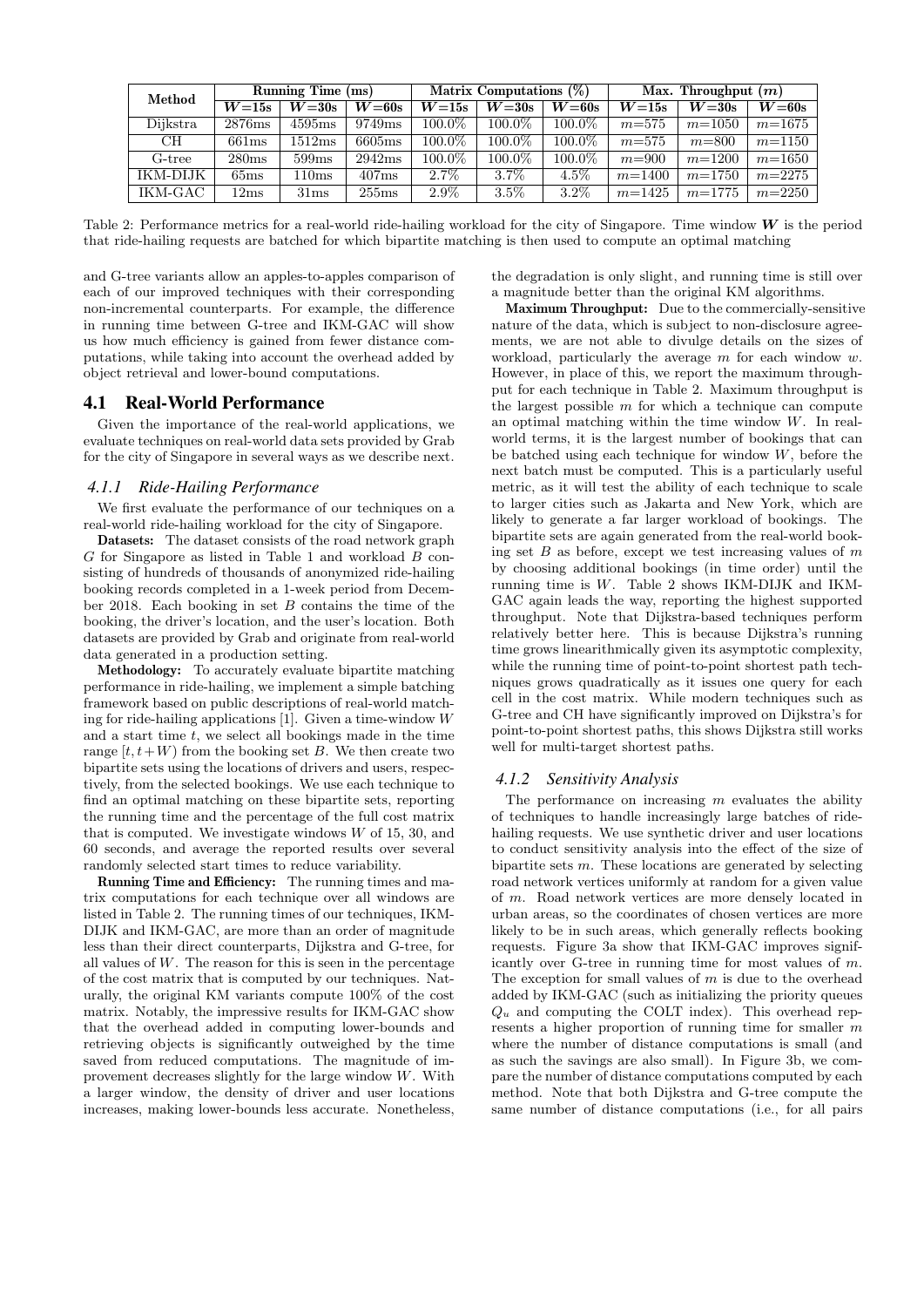| Method | Running Time (ms) | | | Matrix Computations (%) | | | Max. Throughput ($m$) | | |
|---|---|---|---|---|---|---|---|---|---|
| | $W$=15s | $W$=30s | $W$=60s | $W$=15s | $W$=30s | $W$=60s | $W$=15s | $W$=30s | $W$=60s |
| Dijkstra | 2876ms | 4595ms | 9749ms | 100.0% | 100.0% | 100.0% | $m$=575 | $m$=1050 | $m$=1675 |
| CH | 661ms | 1512ms | 6605ms | 100.0% | 100.0% | 100.0% | $m$=575 | $m$=800 | $m$=1150 |
| G-tree | 280ms | 599ms | 2942ms | 100.0% | 100.0% | 100.0% | $m$=900 | $m$=1200 | $m$=1650 |
| IKM-DIJK | 65ms | 110ms | 407ms | 2.7% | 3.7% | 4.5% | $m$=1400 | $m$=1750 | $m$=2275 |
| IKM-GAC | 12ms | 31ms | 255ms | 2.9% | 3.5% | 3.2% | $m$=1425 | $m$=1775 | $m$=2250 |

Table 2: Performance metrics for a real-world ride-hailing workload for the city of Singapore. Time window $W$ is the period that ride-hailing requests are batched for which bipartite matching is then used to compute an optimal matching

and G-tree variants allow an apples-to-apples comparison of each of our improved techniques with their corresponding non-incremental counterparts. For example, the difference in running time between G-tree and IKM-GAC will show us how much efficiency is gained from fewer distance computations, while taking into account the overhead added by object retrieval and lower-bound computations.

## 4.1 Real-World Performance

Given the importance of the real-world applications, we evaluate techniques on real-world data sets provided by Grab for the city of Singapore in several ways as we describe next.

### 4.1.1 Ride-Hailing Performance

We first evaluate the performance of our techniques on a real-world ride-hailing workload for the city of Singapore.

**Datasets:** The dataset consists of the road network graph $G$ for Singapore as listed in Table 1 and workload $B$ consisting of hundreds of thousands of anonymized ride-hailing booking records completed in a 1-week period from December 2018. Each booking in set $B$ contains the time of the booking, the driver's location, and the user's location. Both datasets are provided by Grab and originate from real-world data generated in a production setting.

**Methodology:** To accurately evaluate bipartite matching performance in ride-hailing, we implement a simple batching framework based on public descriptions of real-world matching for ride-hailing applications [1]. Given a time-window $W$ and a start time $t$, we select all bookings made in the time range $[t, t+W)$ from the booking set $B$. We then create two bipartite sets using the locations of drivers and users, respectively, from the selected bookings. We use each technique to find an optimal matching on these bipartite sets, reporting the running time and the percentage of the full cost matrix that is computed. We investigate windows $W$ of 15, 30, and 60 seconds, and average the reported results over several randomly selected start times to reduce variability.

**Running Time and Efficiency:** The running times and matrix computations for each technique over all windows are listed in Table 2. The running times of our techniques, IKM-DIJK and IKM-GAC, are more than an order of magnitude less than their direct counterparts, Dijkstra and G-tree, for all values of $W$. The reason for this is seen in the percentage of the cost matrix that is computed by our techniques. Naturally, the original KM variants compute 100% of the cost matrix. Notably, the impressive results for IKM-GAC show that the overhead added in computing lower-bounds and retrieving objects is significantly outweighed by the time saved from reduced computations. The magnitude of improvement decreases slightly for the large window $W$. With a larger window, the density of driver and user locations increases, making lower-bounds less accurate. Nonetheless, the degradation is only slight, and running time is still over a magnitude better than the original KM algorithms.

**Maximum Throughput:** Due to the commercially-sensitive nature of the data, which is subject to non-disclosure agreements, we are not able to divulge details on the sizes of workload, particularly the average $m$ for each window $w$. However, in place of this, we report the maximum throughput for each technique in Table 2. Maximum throughput is the largest possible $m$ for which a technique can compute an optimal matching within the time window $W$. In real-world terms, it is the largest number of bookings that can be batched using each technique for window $W$, before the next batch must be computed. This is a particularly useful metric, as it will test the ability of each technique to scale to larger cities such as Jakarta and New York, which are likely to generate a far larger workload of bookings. The bipartite sets are again generated from the real-world booking set $B$ as before, except we test increasing values of $m$ by choosing additional bookings (in time order) until the running time is $W$. Table 2 shows IKM-DIJK and IKM-GAC again leads the way, reporting the highest supported throughput. Note that Dijkstra-based techniques perform relatively better here. This is because Dijkstra's running time grows linearithmically given its asymptotic complexity, while the running time of point-to-point shortest path techniques grows quadratically as it issues one query for each cell in the cost matrix. While modern techniques such as G-tree and CH have significantly improved on Dijkstra's for point-to-point shortest paths, this shows Dijkstra still works well for multi-target shortest paths.

### 4.1.2 Sensitivity Analysis

The performance on increasing $m$ evaluates the ability of techniques to handle increasingly large batches of ride-hailing requests. We use synthetic driver and user locations to conduct sensitivity analysis into the effect of the size of bipartite sets $m$. These locations are generated by selecting road network vertices uniformly at random for a given value of $m$. Road network vertices are more densely located in urban areas, so the coordinates of chosen vertices are more likely to be in such areas, which generally reflects booking requests. Figure 3a show that IKM-GAC improves significantly over G-tree in running time for most values of $m$. The exception for small values of $m$ is due to the overhead added by IKM-GAC (such as initializing the priority queues $Q_u$ and computing the COLT index). This overhead represents a higher proportion of running time for smaller $m$ where the number of distance computations is small (and as such the savings are also small). In Figure 3b, we compare the number of distance computations computed by each method. Note that both Dijkstra and G-tree compute the same number of distance computations (i.e., for all pairs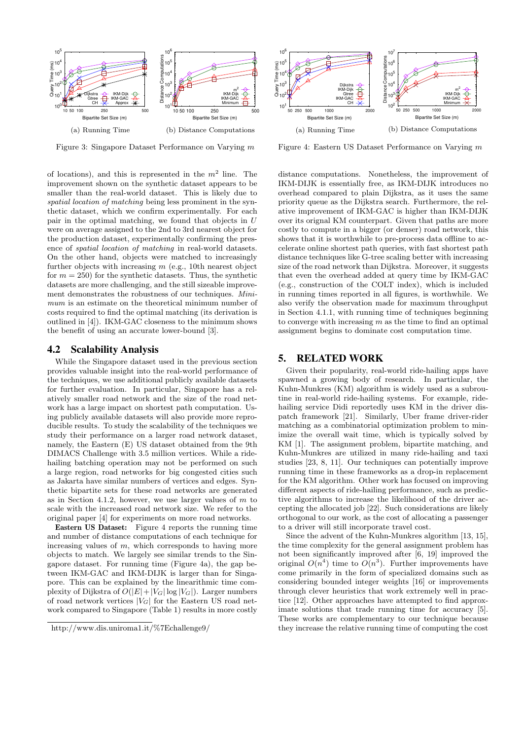Figure 3: Singapore Dataset Performance on Varying $m$

(a) Running Time

(b) Distance Computations

Figure 4: Eastern US Dataset Performance on Varying $m$

(a) Running Time

(b) Distance Computations

of locations), and this is represented in the $m^2$ line. The improvement shown on the synthetic dataset appears to be smaller than the real-world dataset. This is likely due to *spatial location of matching* being less prominent in the synthetic dataset, which we confirm experimentally. For each pair in the optimal matching, we found that objects in $U$ were on average assigned to the 2nd to 3rd nearest object for the production dataset, experimentally confirming the presence of *spatial location of matching* in real-world datasets. On the other hand, objects were matched to increasingly further objects with increasing $m$ (e.g., 10th nearest object for $m = 250$) for the synthetic datasets. Thus, the synthetic datasets are more challenging, and the still sizeable improvement demonstrates the robustness of our techniques. *Minimum* is an estimate on the theoretical minimum number of costs required to find the optimal matching (its derivation is outlined in [4]). IKM-GAC closeness to the minimum shows the benefit of using an accurate lower-bound [3].

## 4.2 Scalability Analysis

While the Singapore dataset used in the previous section provides valuable insight into the real-world performance of the techniques, we use additional publicly available datasets for further evaluation. In particular, Singapore has a relatively smaller road network and the size of the road network has a large impact on shortest path computation. Using publicly available datasets will also provide more reproducible results. To study the scalability of the techniques we study their performance on a larger road network dataset, namely, the Eastern (E) US dataset obtained from the 9th DIMACS Challenge with 3.5 million vertices. While a ride-hailing batching operation may not be performed on such a large region, road networks for big congested cities such as Jakarta have similar numbers of vertices and edges. Synthetic bipartite sets for these road networks are generated as in Section 4.1.2, however, we use larger values of $m$ to scale with the increased road network size. We refer to the original paper [4] for experiments on more road networks.

**Eastern US Dataset:** Figure 4 reports the running time and number of distance computations of each technique for increasing values of $m$, which corresponds to having more objects to match. We largely see similar trends to the Singapore dataset. For running time (Figure 4a), the gap between IKM-GAC and IKM-DIJK is larger than for Singapore. This can be explained by the linearithmic time complexity of Dijkstra of $O(|E|+|V_G|\log|V_G|)$. Larger numbers of road network vertices $|V_G|$ for the Eastern US road network compared to Singapore (Table 1) results in more costly distance computations. Nonetheless, the improvement of IKM-DIJK is essentially free, as IKM-DIJK introduces no overhead compared to plain Dijkstra, as it uses the same priority queue as the Dijkstra search. Furthermore, the relative improvement of IKM-GAC is higher than IKM-DIJK over its orignal KM counterpart. Given that paths are more costly to compute in a bigger (or denser) road network, this shows that it is worthwhile to pre-process data offline to accelerate online shortest path queries, with fast shortest path distance techniques like G-tree scaling better with increasing size of the road network than Dijkstra. Moreover, it suggests that even the overhead added at query time by IKM-GAC (e.g., construction of the COLT index), which is included in running times reported in all figures, is worthwhile. We also verify the observation made for maximum throughput in Section 4.1.1, with running time of techniques beginning to converge with increasing $m$ as the time to find an optimal assignment begins to dominate cost computation time.

http://www.dis.uniroma1.it/%7Echallenge9/

# 5. RELATED WORK

Given their popularity, real-world ride-hailing apps have spawned a growing body of research. In particular, the Kuhn-Munkres (KM) algorithm is widely used as a subroutine in real-world ride-hailing systems. For example, ride-hailing service Didi reportedly uses KM in the driver dispatch framework [21]. Similarly, Uber frame driver-rider matching as a combinatorial optimization problem to minimize the overall wait time, which is typically solved by KM [1]. The assignment problem, bipartite matching, and Kuhn-Munkres are utilized in many ride-hailing and taxi studies [23, 8, 11]. Our techniques can potentially improve running time in these frameworks as a drop-in replacement for the KM algorithm. Other work has focused on improving different aspects of ride-hailing performance, such as predictive algorithms to increase the likelihood of the driver accepting the allocated job [22]. Such considerations are likely orthogonal to our work, as the cost of allocating a passenger to a driver will still incorporate travel cost.

Since the advent of the Kuhn-Munkres algorithm [13, 15], the time complexity for the general assignment problem has not been significantly improved after [6, 19] improved the original $O(n^4)$ time to $O(n^3)$. Further improvements have come primarily in the form of specialized domains such as considering bounded integer weights [16] or improvements through clever heuristics that work extremely well in practice [12]. Other approaches have attempted to find approximate solutions that trade running time for accuracy [5]. These works are complementary to our technique because they increase the relative running time of computing the cost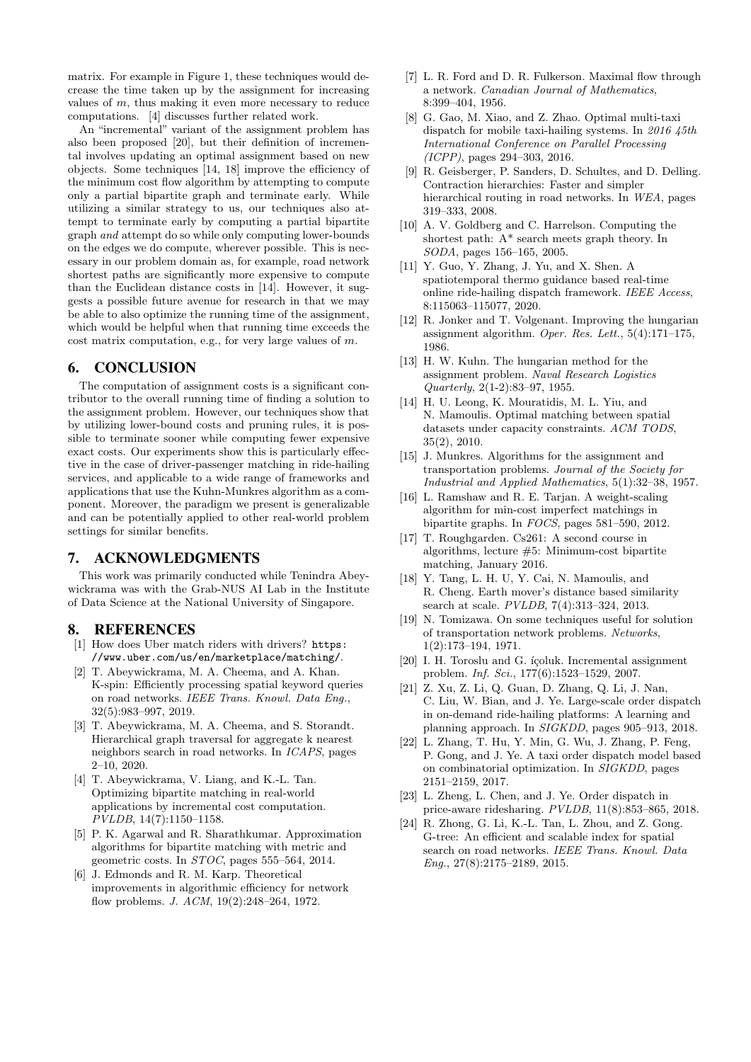matrix. For example in Figure 1, these techniques would decrease the time taken up by the assignment for increasing values of $m$, thus making it even more necessary to reduce computations. [4] discusses further related work.

An "incremental" variant of the assignment problem has also been proposed [20], but their definition of incremental involves updating an optimal assignment based on new objects. Some techniques [14, 18] improve the efficiency of the minimum cost flow algorithm by attempting to compute only a partial bipartite graph and terminate early. While utilizing a similar strategy to us, our techniques also attempt to terminate early by computing a partial bipartite graph *and* attempt do so while only computing lower-bounds on the edges we do compute, wherever possible. This is necessary in our problem domain as, for example, road network shortest paths are significantly more expensive to compute than the Euclidean distance costs in [14]. However, it suggests a possible future avenue for research in that we may be able to also optimize the running time of the assignment, which would be helpful when that running time exceeds the cost matrix computation, e.g., for very large values of $m$.

## 6. CONCLUSION

The computation of assignment costs is a significant contributor to the overall running time of finding a solution to the assignment problem. However, our techniques show that by utilizing lower-bound costs and pruning rules, it is possible to terminate sooner while computing fewer expensive exact costs. Our experiments show this is particularly effective in the case of driver-passenger matching in ride-hailing services, and applicable to a wide range of frameworks and applications that use the Kuhn-Munkres algorithm as a component. Moreover, the paradigm we present is generalizable and can be potentially applied to other real-world problem settings for similar benefits.

## 7. ACKNOWLEDGMENTS

This work was primarily conducted while Tenindra Abeywickrama was with the Grab-NUS AI Lab in the Institute of Data Science at the National University of Singapore.

## 8. REFERENCES

[1] How does Uber match riders with drivers? https://www.uber.com/us/en/marketplace/matching/.

[2] T. Abeywickrama, M. A. Cheema, and A. Khan. K-spin: Efficiently processing spatial keyword queries on road networks. *IEEE Trans. Knowl. Data Eng.*, 32(5):983–997, 2019.

[3] T. Abeywickrama, M. A. Cheema, and S. Storandt. Hierarchical graph traversal for aggregate k nearest neighbors search in road networks. In *ICAPS*, pages 2–10, 2020.

[4] T. Abeywickrama, V. Liang, and K.-L. Tan. Optimizing bipartite matching in real-world applications by incremental cost computation. *PVLDB*, 14(7):1150–1158.

[5] P. K. Agarwal and R. Sharathkumar. Approximation algorithms for bipartite matching with metric and geometric costs. In *STOC*, pages 555–564, 2014.

[6] J. Edmonds and R. M. Karp. Theoretical improvements in algorithmic efficiency for network flow problems. *J. ACM*, 19(2):248–264, 1972.

[7] L. R. Ford and D. R. Fulkerson. Maximal flow through a network. *Canadian Journal of Mathematics*, 8:399–404, 1956.

[8] G. Gao, M. Xiao, and Z. Zhao. Optimal multi-taxi dispatch for mobile taxi-hailing systems. In *2016 45th International Conference on Parallel Processing (ICPP)*, pages 294–303, 2016.

[9] R. Geisberger, P. Sanders, D. Schultes, and D. Delling. Contraction hierarchies: Faster and simpler hierarchical routing in road networks. In *WEA*, pages 319–333, 2008.

[10] A. V. Goldberg and C. Harrelson. Computing the shortest path: A* search meets graph theory. In *SODA*, pages 156–165, 2005.

[11] Y. Guo, Y. Zhang, J. Yu, and X. Shen. A spatiotemporal thermo guidance based real-time online ride-hailing dispatch framework. *IEEE Access*, 8:115063–115077, 2020.

[12] R. Jonker and T. Volgenant. Improving the hungarian assignment algorithm. *Oper. Res. Lett.*, 5(4):171–175, 1986.

[13] H. W. Kuhn. The hungarian method for the assignment problem. *Naval Research Logistics Quarterly*, 2(1-2):83–97, 1955.

[14] H. U. Leong, K. Mouratidis, M. L. Yiu, and N. Mamoulis. Optimal matching between spatial datasets under capacity constraints. *ACM TODS*, 35(2), 2010.

[15] J. Munkres. Algorithms for the assignment and transportation problems. *Journal of the Society for Industrial and Applied Mathematics*, 5(1):32–38, 1957.

[16] L. Ramshaw and R. E. Tarjan. A weight-scaling algorithm for min-cost imperfect matchings in bipartite graphs. In *FOCS*, pages 581–590, 2012.

[17] T. Roughgarden. Cs261: A second course in algorithms, lecture #5: Minimum-cost bipartite matching, January 2016.

[18] Y. Tang, L. H. U, Y. Cai, N. Mamoulis, and R. Cheng. Earth mover's distance based similarity search at scale. *PVLDB*, 7(4):313–324, 2013.

[19] N. Tomizawa. On some techniques useful for solution of transportation network problems. *Networks*, 1(2):173–194, 1971.

[20] I. H. Toroslu and G. íçoluk. Incremental assignment problem. *Inf. Sci.*, 177(6):1523–1529, 2007.

[21] Z. Xu, Z. Li, Q. Guan, D. Zhang, Q. Li, J. Nan, C. Liu, W. Bian, and J. Ye. Large-scale order dispatch in on-demand ride-hailing platforms: A learning and planning approach. In *SIGKDD*, pages 905–913, 2018.

[22] L. Zhang, T. Hu, Y. Min, G. Wu, J. Zhang, P. Feng, P. Gong, and J. Ye. A taxi order dispatch model based on combinatorial optimization. In *SIGKDD*, pages 2151–2159, 2017.

[23] L. Zheng, L. Chen, and J. Ye. Order dispatch in price-aware ridesharing. *PVLDB*, 11(8):853–865, 2018.

[24] R. Zhong, G. Li, K.-L. Tan, L. Zhou, and Z. Gong. G-tree: An efficient and scalable index for spatial search on road networks. *IEEE Trans. Knowl. Data Eng.*, 27(8):2175–2189, 2015.